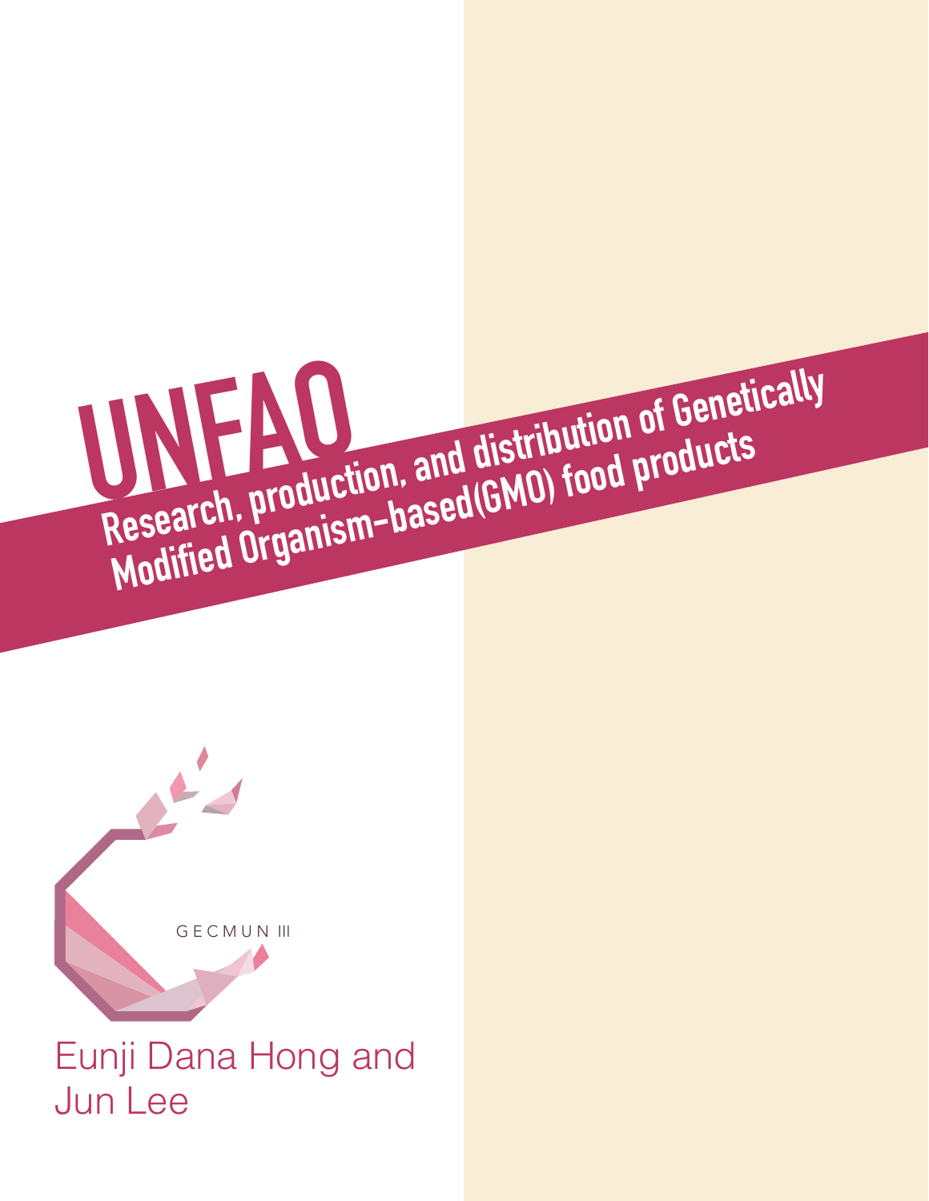# UNFAO

## Research, production, and distribution of Genetically Modified Organism-based(GMO) food products

GECMUN III

Eunji Dana Hong and Jun Lee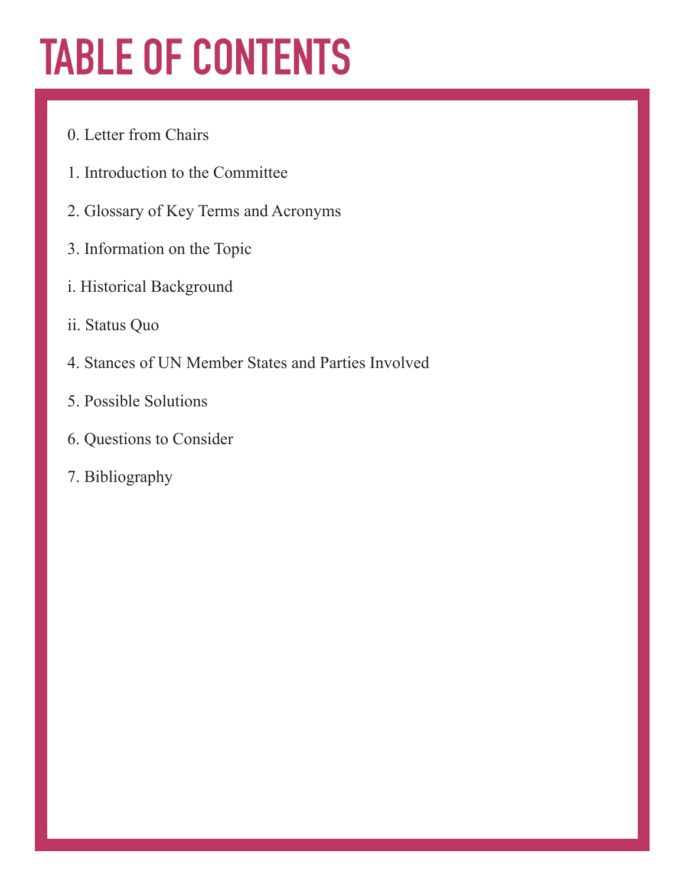# TABLE OF CONTENTS

0. Letter from Chairs

1. Introduction to the Committee

2. Glossary of Key Terms and Acronyms

3. Information on the Topic

i. Historical Background

ii. Status Quo

4. Stances of UN Member States and Parties Involved

5. Possible Solutions

6. Questions to Consider

7. Bibliography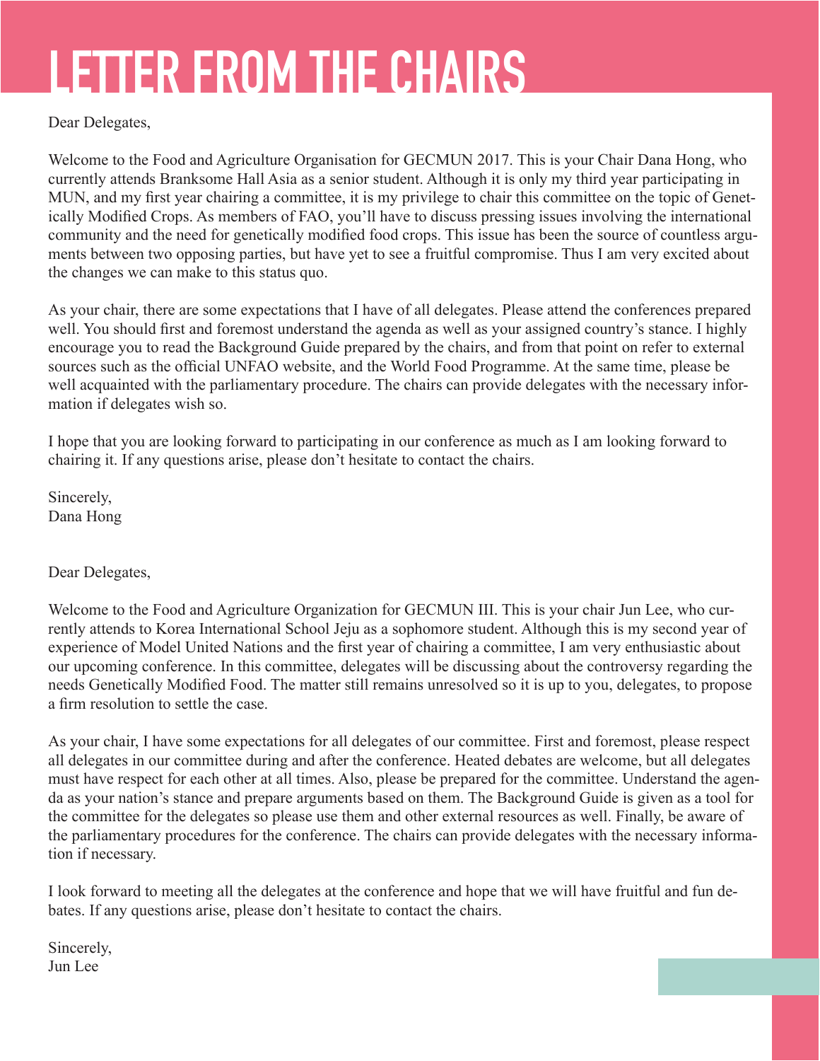# LETTER FROM THE CHAIRS

Dear Delegates,

Welcome to the Food and Agriculture Organisation for GECMUN 2017. This is your Chair Dana Hong, who currently attends Branksome Hall Asia as a senior student. Although it is only my third year participating in MUN, and my first year chairing a committee, it is my privilege to chair this committee on the topic of Genetically Modified Crops. As members of FAO, you'll have to discuss pressing issues involving the international community and the need for genetically modified food crops. This issue has been the source of countless arguments between two opposing parties, but have yet to see a fruitful compromise. Thus I am very excited about the changes we can make to this status quo.

As your chair, there are some expectations that I have of all delegates. Please attend the conferences prepared well. You should first and foremost understand the agenda as well as your assigned country's stance. I highly encourage you to read the Background Guide prepared by the chairs, and from that point on refer to external sources such as the official UNFAO website, and the World Food Programme. At the same time, please be well acquainted with the parliamentary procedure. The chairs can provide delegates with the necessary information if delegates wish so.

I hope that you are looking forward to participating in our conference as much as I am looking forward to chairing it. If any questions arise, please don't hesitate to contact the chairs.

Sincerely,
Dana Hong

Dear Delegates,

Welcome to the Food and Agriculture Organization for GECMUN III. This is your chair Jun Lee, who currently attends to Korea International School Jeju as a sophomore student. Although this is my second year of experience of Model United Nations and the first year of chairing a committee, I am very enthusiastic about our upcoming conference. In this committee, delegates will be discussing about the controversy regarding the needs Genetically Modified Food. The matter still remains unresolved so it is up to you, delegates, to propose a firm resolution to settle the case.

As your chair, I have some expectations for all delegates of our committee. First and foremost, please respect all delegates in our committee during and after the conference. Heated debates are welcome, but all delegates must have respect for each other at all times. Also, please be prepared for the committee. Understand the agenda as your nation's stance and prepare arguments based on them. The Background Guide is given as a tool for the committee for the delegates so please use them and other external resources as well. Finally, be aware of the parliamentary procedures for the conference. The chairs can provide delegates with the necessary information if necessary.

I look forward to meeting all the delegates at the conference and hope that we will have fruitful and fun debates. If any questions arise, please don't hesitate to contact the chairs.

Sincerely,
Jun Lee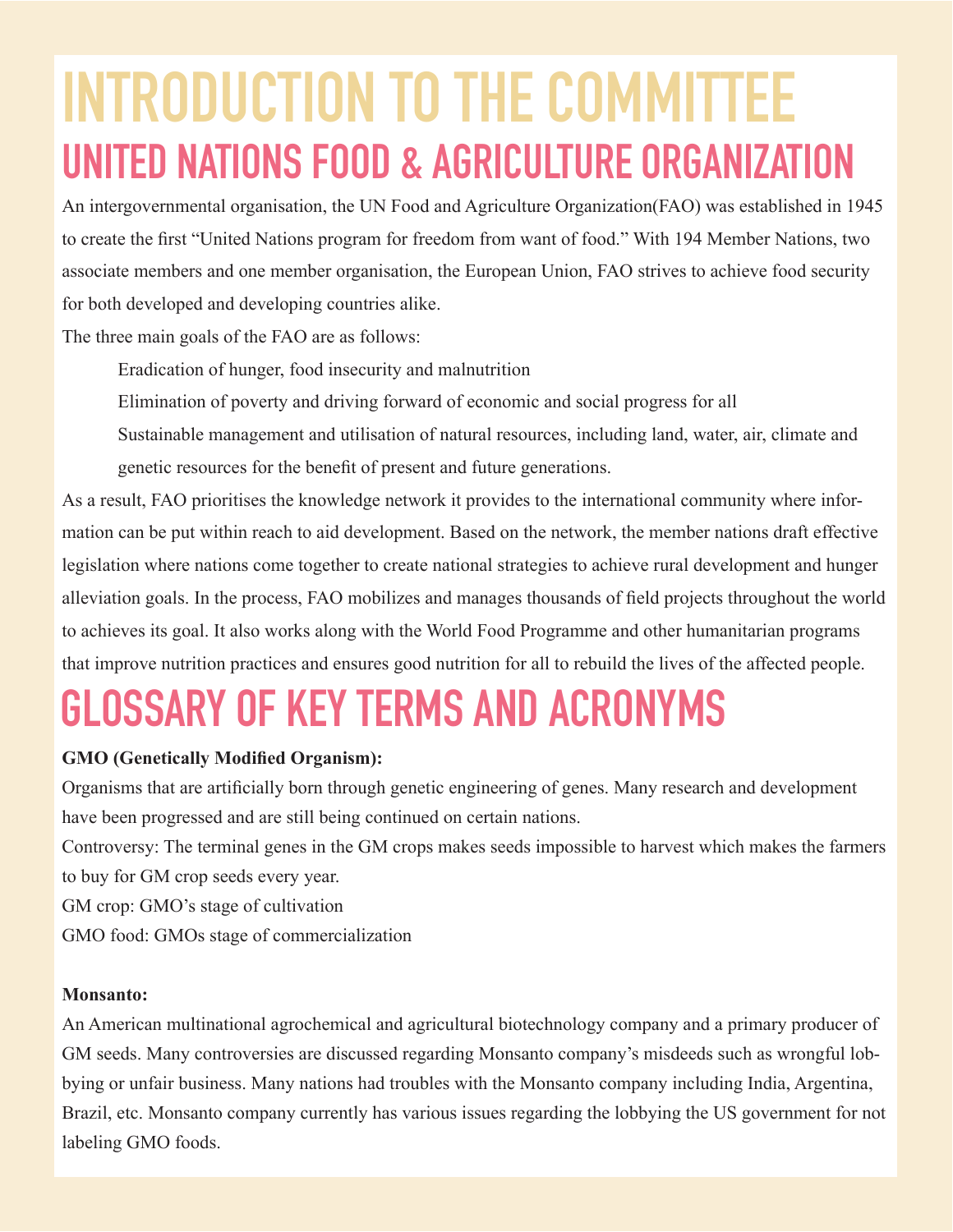# INTRODUCTION TO THE COMMITTEE

## UNITED NATIONS FOOD & AGRICULTURE ORGANIZATION

An intergovernmental organisation, the UN Food and Agriculture Organization(FAO) was established in 1945 to create the first "United Nations program for freedom from want of food." With 194 Member Nations, two associate members and one member organisation, the European Union, FAO strives to achieve food security for both developed and developing countries alike.

The three main goals of the FAO are as follows:

- Eradication of hunger, food insecurity and malnutrition
- Elimination of poverty and driving forward of economic and social progress for all
- Sustainable management and utilisation of natural resources, including land, water, air, climate and genetic resources for the benefit of present and future generations.

As a result, FAO prioritises the knowledge network it provides to the international community where information can be put within reach to aid development. Based on the network, the member nations draft effective legislation where nations come together to create national strategies to achieve rural development and hunger alleviation goals. In the process, FAO mobilizes and manages thousands of field projects throughout the world to achieves its goal. It also works along with the World Food Programme and other humanitarian programs that improve nutrition practices and ensures good nutrition for all to rebuild the lives of the affected people.

## GLOSSARY OF KEY TERMS AND ACRONYMS

**GMO (Genetically Modified Organism):**

Organisms that are artificially born through genetic engineering of genes. Many research and development have been progressed and are still being continued on certain nations.

Controversy: The terminal genes in the GM crops makes seeds impossible to harvest which makes the farmers to buy for GM crop seeds every year.

GM crop: GMO's stage of cultivation

GMO food: GMOs stage of commercialization

**Monsanto:**

An American multinational agrochemical and agricultural biotechnology company and a primary producer of GM seeds. Many controversies are discussed regarding Monsanto company's misdeeds such as wrongful lobbying or unfair business. Many nations had troubles with the Monsanto company including India, Argentina, Brazil, etc. Monsanto company currently has various issues regarding the lobbying the US government for not labeling GMO foods.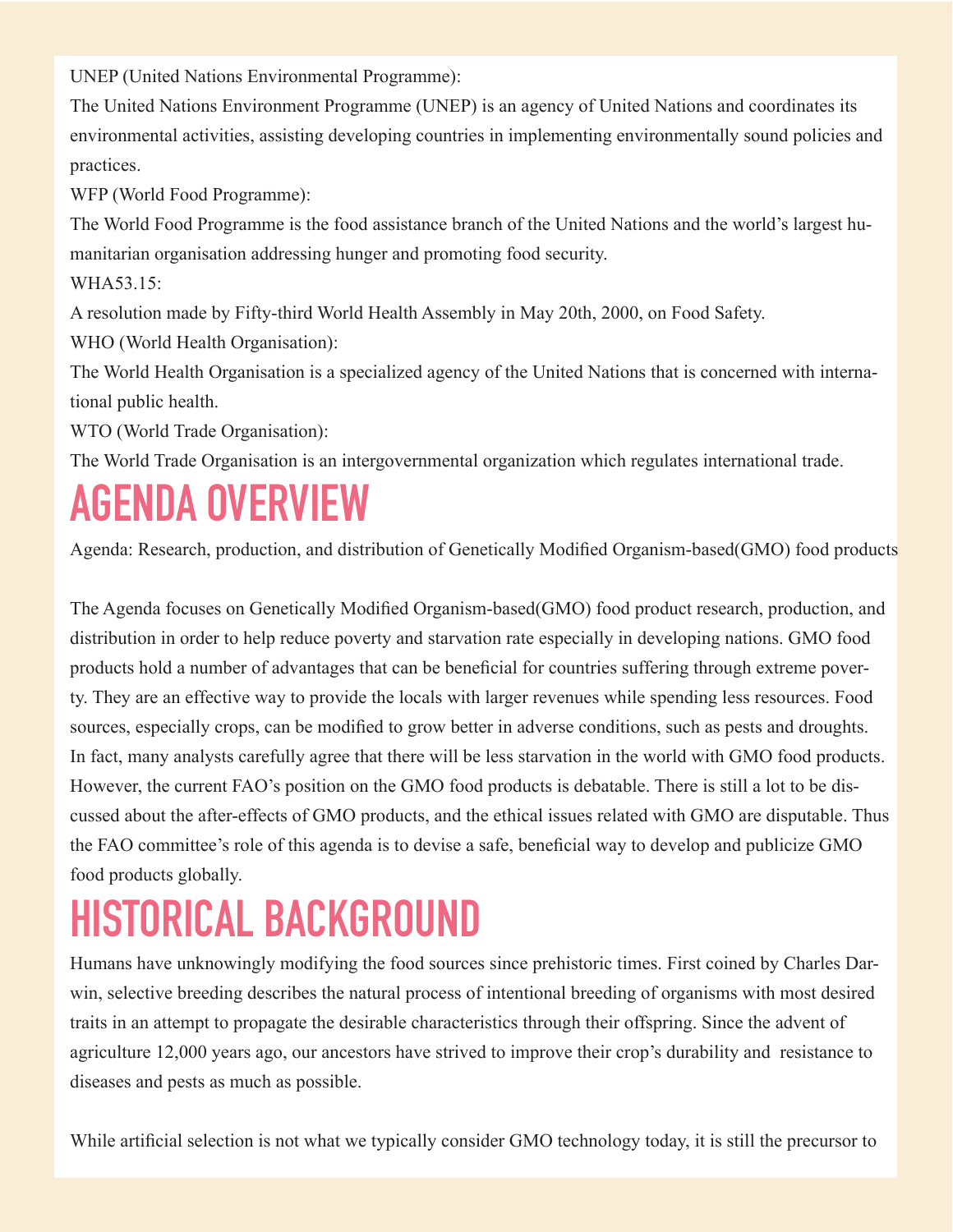UNEP (United Nations Environmental Programme):

The United Nations Environment Programme (UNEP) is an agency of United Nations and coordinates its environmental activities, assisting developing countries in implementing environmentally sound policies and practices.

WFP (World Food Programme):

The World Food Programme is the food assistance branch of the United Nations and the world's largest humanitarian organisation addressing hunger and promoting food security.

WHA53.15:

A resolution made by Fifty-third World Health Assembly in May 20th, 2000, on Food Safety.

WHO (World Health Organisation):

The World Health Organisation is a specialized agency of the United Nations that is concerned with international public health.

WTO (World Trade Organisation):

The World Trade Organisation is an intergovernmental organization which regulates international trade.

# AGENDA OVERVIEW

Agenda: Research, production, and distribution of Genetically Modified Organism-based(GMO) food products

The Agenda focuses on Genetically Modified Organism-based(GMO) food product research, production, and distribution in order to help reduce poverty and starvation rate especially in developing nations. GMO food products hold a number of advantages that can be beneficial for countries suffering through extreme poverty. They are an effective way to provide the locals with larger revenues while spending less resources. Food sources, especially crops, can be modified to grow better in adverse conditions, such as pests and droughts. In fact, many analysts carefully agree that there will be less starvation in the world with GMO food products. However, the current FAO's position on the GMO food products is debatable. There is still a lot to be discussed about the after-effects of GMO products, and the ethical issues related with GMO are disputable. Thus the FAO committee's role of this agenda is to devise a safe, beneficial way to develop and publicize GMO food products globally.

# HISTORICAL BACKGROUND

Humans have unknowingly modifying the food sources since prehistoric times. First coined by Charles Darwin, selective breeding describes the natural process of intentional breeding of organisms with most desired traits in an attempt to propagate the desirable characteristics through their offspring. Since the advent of agriculture 12,000 years ago, our ancestors have strived to improve their crop's durability and resistance to diseases and pests as much as possible.

While artificial selection is not what we typically consider GMO technology today, it is still the precursor to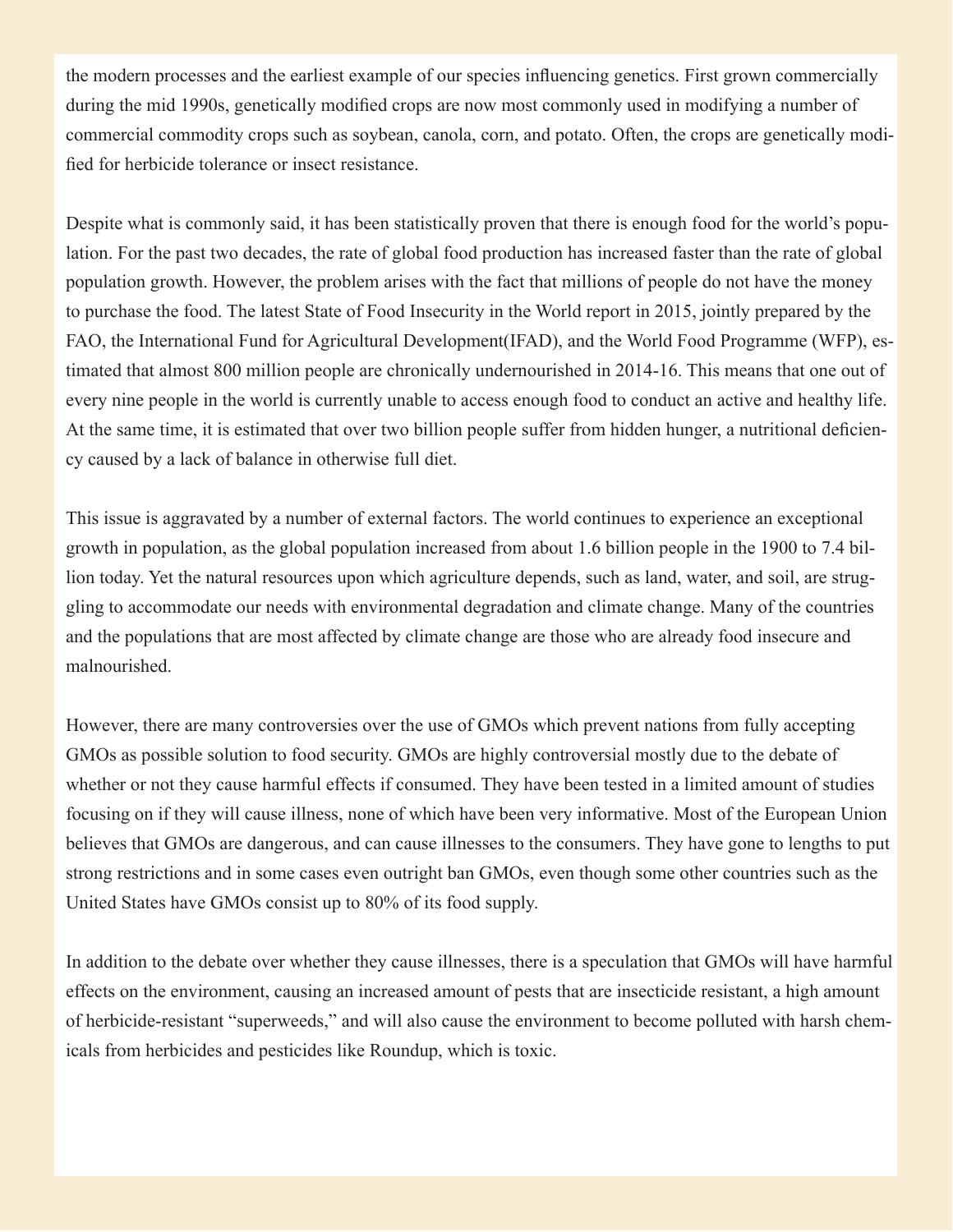the modern processes and the earliest example of our species influencing genetics. First grown commercially during the mid 1990s, genetically modified crops are now most commonly used in modifying a number of commercial commodity crops such as soybean, canola, corn, and potato. Often, the crops are genetically modified for herbicide tolerance or insect resistance.

Despite what is commonly said, it has been statistically proven that there is enough food for the world's population. For the past two decades, the rate of global food production has increased faster than the rate of global population growth. However, the problem arises with the fact that millions of people do not have the money to purchase the food. The latest State of Food Insecurity in the World report in 2015, jointly prepared by the FAO, the International Fund for Agricultural Development(IFAD), and the World Food Programme (WFP), estimated that almost 800 million people are chronically undernourished in 2014-16. This means that one out of every nine people in the world is currently unable to access enough food to conduct an active and healthy life. At the same time, it is estimated that over two billion people suffer from hidden hunger, a nutritional deficiency caused by a lack of balance in otherwise full diet.

This issue is aggravated by a number of external factors. The world continues to experience an exceptional growth in population, as the global population increased from about 1.6 billion people in the 1900 to 7.4 billion today. Yet the natural resources upon which agriculture depends, such as land, water, and soil, are struggling to accommodate our needs with environmental degradation and climate change. Many of the countries and the populations that are most affected by climate change are those who are already food insecure and malnourished.

However, there are many controversies over the use of GMOs which prevent nations from fully accepting GMOs as possible solution to food security. GMOs are highly controversial mostly due to the debate of whether or not they cause harmful effects if consumed. They have been tested in a limited amount of studies focusing on if they will cause illness, none of which have been very informative. Most of the European Union believes that GMOs are dangerous, and can cause illnesses to the consumers. They have gone to lengths to put strong restrictions and in some cases even outright ban GMOs, even though some other countries such as the United States have GMOs consist up to 80% of its food supply.

In addition to the debate over whether they cause illnesses, there is a speculation that GMOs will have harmful effects on the environment, causing an increased amount of pests that are insecticide resistant, a high amount of herbicide-resistant "superweeds," and will also cause the environment to become polluted with harsh chemicals from herbicides and pesticides like Roundup, which is toxic.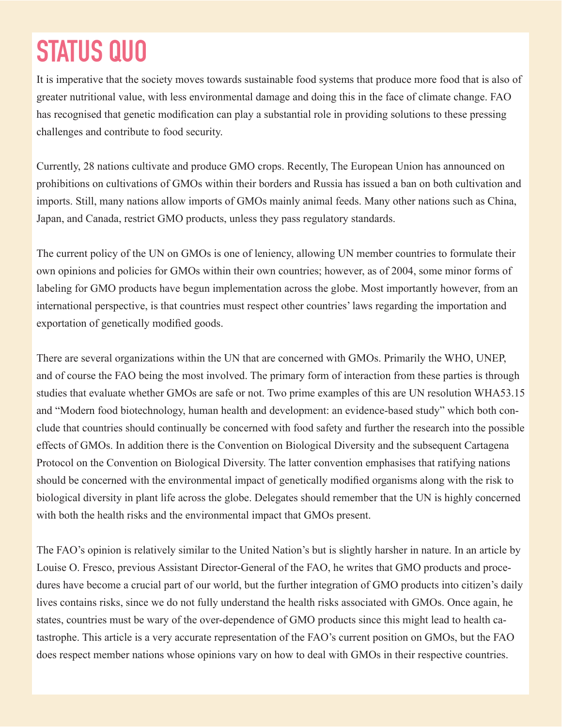# STATUS QUO

It is imperative that the society moves towards sustainable food systems that produce more food that is also of greater nutritional value, with less environmental damage and doing this in the face of climate change. FAO has recognised that genetic modification can play a substantial role in providing solutions to these pressing challenges and contribute to food security.

Currently, 28 nations cultivate and produce GMO crops. Recently, The European Union has announced on prohibitions on cultivations of GMOs within their borders and Russia has issued a ban on both cultivation and imports. Still, many nations allow imports of GMOs mainly animal feeds. Many other nations such as China, Japan, and Canada, restrict GMO products, unless they pass regulatory standards.

The current policy of the UN on GMOs is one of leniency, allowing UN member countries to formulate their own opinions and policies for GMOs within their own countries; however, as of 2004, some minor forms of labeling for GMO products have begun implementation across the globe. Most importantly however, from an international perspective, is that countries must respect other countries' laws regarding the importation and exportation of genetically modified goods.

There are several organizations within the UN that are concerned with GMOs. Primarily the WHO, UNEP, and of course the FAO being the most involved. The primary form of interaction from these parties is through studies that evaluate whether GMOs are safe or not. Two prime examples of this are UN resolution WHA53.15 and "Modern food biotechnology, human health and development: an evidence-based study" which both conclude that countries should continually be concerned with food safety and further the research into the possible effects of GMOs. In addition there is the Convention on Biological Diversity and the subsequent Cartagena Protocol on the Convention on Biological Diversity. The latter convention emphasises that ratifying nations should be concerned with the environmental impact of genetically modified organisms along with the risk to biological diversity in plant life across the globe. Delegates should remember that the UN is highly concerned with both the health risks and the environmental impact that GMOs present.

The FAO's opinion is relatively similar to the United Nation's but is slightly harsher in nature. In an article by Louise O. Fresco, previous Assistant Director-General of the FAO, he writes that GMO products and procedures have become a crucial part of our world, but the further integration of GMO products into citizen's daily lives contains risks, since we do not fully understand the health risks associated with GMOs. Once again, he states, countries must be wary of the over-dependence of GMO products since this might lead to health catastrophe. This article is a very accurate representation of the FAO's current position on GMOs, but the FAO does respect member nations whose opinions vary on how to deal with GMOs in their respective countries.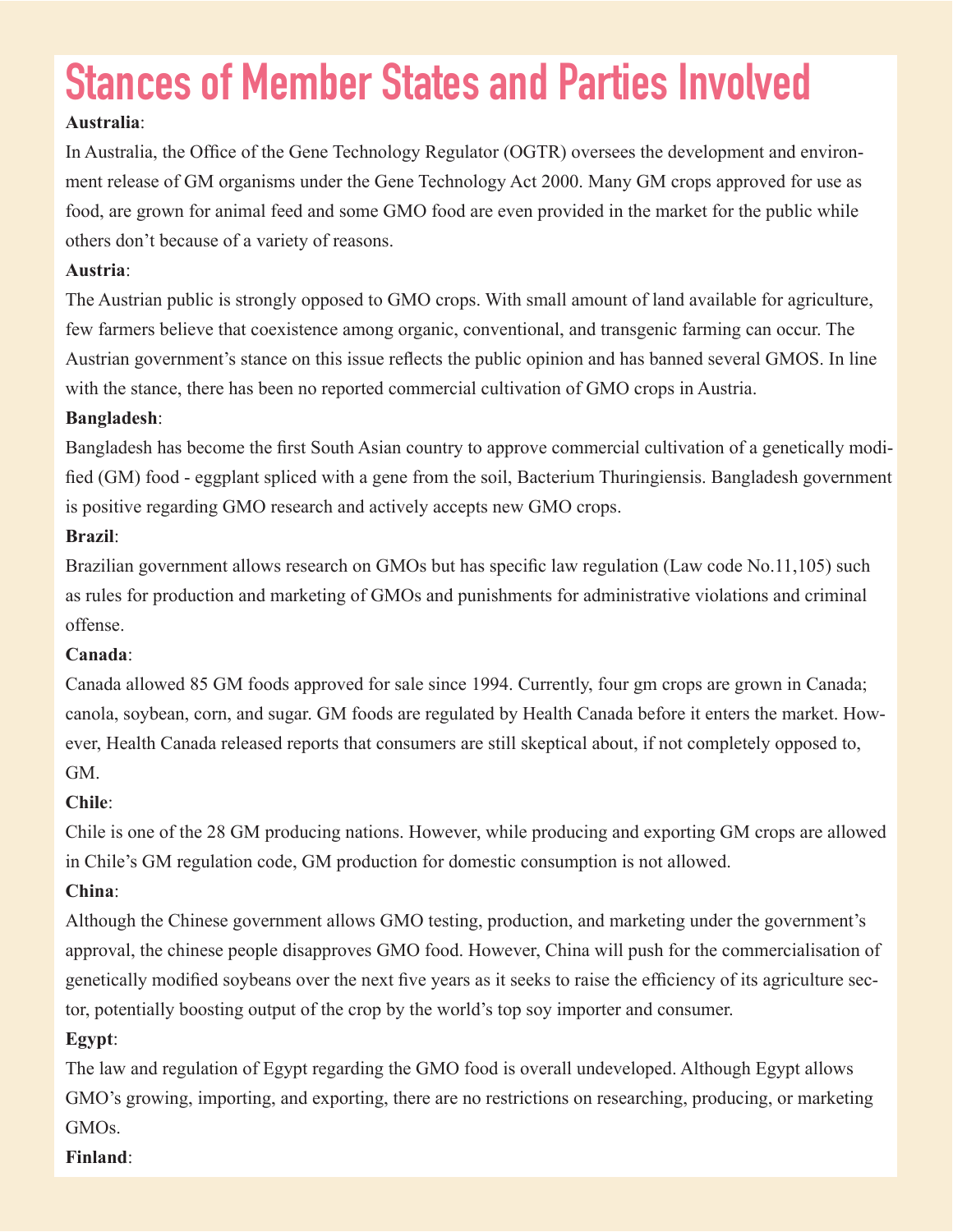# Stances of Member States and Parties Involved

**Australia**:

In Australia, the Office of the Gene Technology Regulator (OGTR) oversees the development and environment release of GM organisms under the Gene Technology Act 2000. Many GM crops approved for use as food, are grown for animal feed and some GMO food are even provided in the market for the public while others don't because of a variety of reasons.

**Austria**:

The Austrian public is strongly opposed to GMO crops. With small amount of land available for agriculture, few farmers believe that coexistence among organic, conventional, and transgenic farming can occur. The Austrian government's stance on this issue reflects the public opinion and has banned several GMOS. In line with the stance, there has been no reported commercial cultivation of GMO crops in Austria.

**Bangladesh**:

Bangladesh has become the first South Asian country to approve commercial cultivation of a genetically modified (GM) food - eggplant spliced with a gene from the soil, Bacterium Thuringiensis. Bangladesh government is positive regarding GMO research and actively accepts new GMO crops.

**Brazil**:

Brazilian government allows research on GMOs but has specific law regulation (Law code No.11,105) such as rules for production and marketing of GMOs and punishments for administrative violations and criminal offense.

**Canada**:

Canada allowed 85 GM foods approved for sale since 1994. Currently, four gm crops are grown in Canada; canola, soybean, corn, and sugar. GM foods are regulated by Health Canada before it enters the market. However, Health Canada released reports that consumers are still skeptical about, if not completely opposed to, GM.

**Chile**:

Chile is one of the 28 GM producing nations. However, while producing and exporting GM crops are allowed in Chile's GM regulation code, GM production for domestic consumption is not allowed.

**China**:

Although the Chinese government allows GMO testing, production, and marketing under the government's approval, the chinese people disapproves GMO food. However, China will push for the commercialisation of genetically modified soybeans over the next five years as it seeks to raise the efficiency of its agriculture sector, potentially boosting output of the crop by the world's top soy importer and consumer.

**Egypt**:

The law and regulation of Egypt regarding the GMO food is overall undeveloped. Although Egypt allows GMO's growing, importing, and exporting, there are no restrictions on researching, producing, or marketing GMOs.

**Finland**: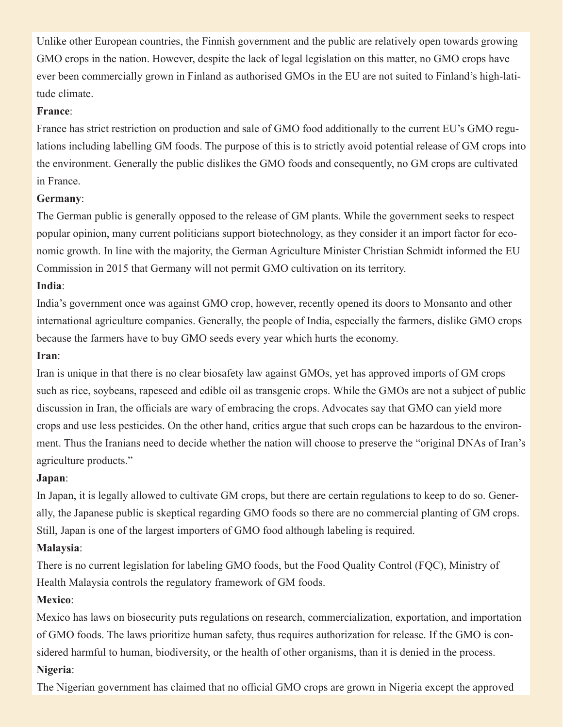Unlike other European countries, the Finnish government and the public are relatively open towards growing GMO crops in the nation. However, despite the lack of legal legislation on this matter, no GMO crops have ever been commercially grown in Finland as authorised GMOs in the EU are not suited to Finland's high-latitude climate.

**France**:

France has strict restriction on production and sale of GMO food additionally to the current EU's GMO regulations including labelling GM foods. The purpose of this is to strictly avoid potential release of GM crops into the environment. Generally the public dislikes the GMO foods and consequently, no GM crops are cultivated in France.

**Germany**:

The German public is generally opposed to the release of GM plants. While the government seeks to respect popular opinion, many current politicians support biotechnology, as they consider it an import factor for economic growth. In line with the majority, the German Agriculture Minister Christian Schmidt informed the EU Commission in 2015 that Germany will not permit GMO cultivation on its territory.

**India**:

India's government once was against GMO crop, however, recently opened its doors to Monsanto and other international agriculture companies. Generally, the people of India, especially the farmers, dislike GMO crops because the farmers have to buy GMO seeds every year which hurts the economy.

**Iran**:

Iran is unique in that there is no clear biosafety law against GMOs, yet has approved imports of GM crops such as rice, soybeans, rapeseed and edible oil as transgenic crops. While the GMOs are not a subject of public discussion in Iran, the officials are wary of embracing the crops. Advocates say that GMO can yield more crops and use less pesticides. On the other hand, critics argue that such crops can be hazardous to the environment. Thus the Iranians need to decide whether the nation will choose to preserve the "original DNAs of Iran's agriculture products."

**Japan**:

In Japan, it is legally allowed to cultivate GM crops, but there are certain regulations to keep to do so. Generally, the Japanese public is skeptical regarding GMO foods so there are no commercial planting of GM crops. Still, Japan is one of the largest importers of GMO food although labeling is required.

**Malaysia**:

There is no current legislation for labeling GMO foods, but the Food Quality Control (FQC), Ministry of Health Malaysia controls the regulatory framework of GM foods.

**Mexico**:

Mexico has laws on biosecurity puts regulations on research, commercialization, exportation, and importation of GMO foods. The laws prioritize human safety, thus requires authorization for release. If the GMO is considered harmful to human, biodiversity, or the health of other organisms, than it is denied in the process.

**Nigeria**:

The Nigerian government has claimed that no official GMO crops are grown in Nigeria except the approved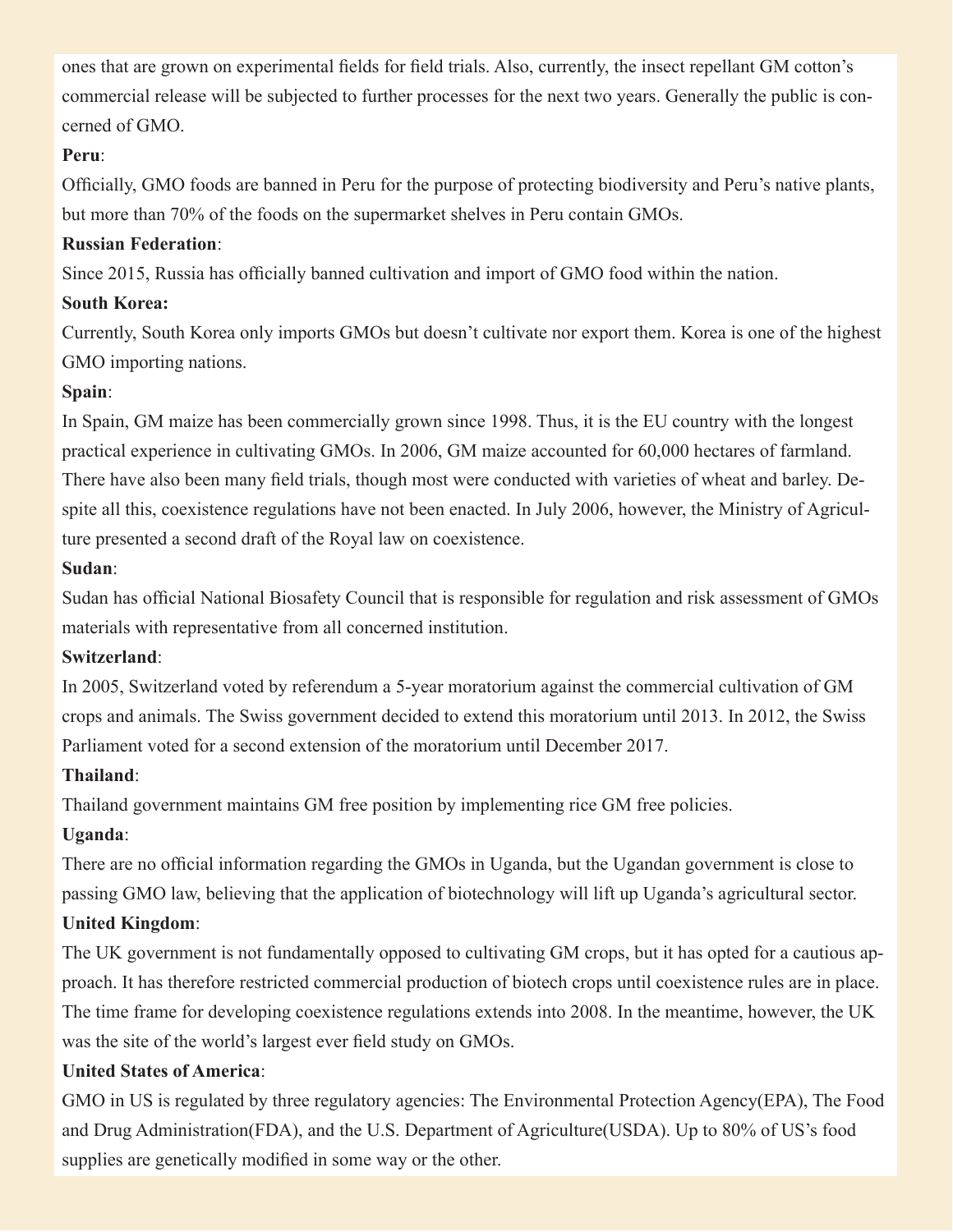ones that are grown on experimental fields for field trials. Also, currently, the insect repellant GM cotton's commercial release will be subjected to further processes for the next two years. Generally the public is concerned of GMO.

**Peru**:

Officially, GMO foods are banned in Peru for the purpose of protecting biodiversity and Peru's native plants, but more than 70% of the foods on the supermarket shelves in Peru contain GMOs.

**Russian Federation**:

Since 2015, Russia has officially banned cultivation and import of GMO food within the nation.

**South Korea:**

Currently, South Korea only imports GMOs but doesn't cultivate nor export them. Korea is one of the highest GMO importing nations.

**Spain**:

In Spain, GM maize has been commercially grown since 1998. Thus, it is the EU country with the longest practical experience in cultivating GMOs. In 2006, GM maize accounted for 60,000 hectares of farmland. There have also been many field trials, though most were conducted with varieties of wheat and barley. Despite all this, coexistence regulations have not been enacted. In July 2006, however, the Ministry of Agriculture presented a second draft of the Royal law on coexistence.

**Sudan**:

Sudan has official National Biosafety Council that is responsible for regulation and risk assessment of GMOs materials with representative from all concerned institution.

**Switzerland**:

In 2005, Switzerland voted by referendum a 5-year moratorium against the commercial cultivation of GM crops and animals. The Swiss government decided to extend this moratorium until 2013. In 2012, the Swiss Parliament voted for a second extension of the moratorium until December 2017.

**Thailand**:

Thailand government maintains GM free position by implementing rice GM free policies.

**Uganda**:

There are no official information regarding the GMOs in Uganda, but the Ugandan government is close to passing GMO law, believing that the application of biotechnology will lift up Uganda's agricultural sector.

**United Kingdom**:

The UK government is not fundamentally opposed to cultivating GM crops, but it has opted for a cautious approach. It has therefore restricted commercial production of biotech crops until coexistence rules are in place. The time frame for developing coexistence regulations extends into 2008. In the meantime, however, the UK was the site of the world's largest ever field study on GMOs.

**United States of America**:

GMO in US is regulated by three regulatory agencies: The Environmental Protection Agency(EPA), The Food and Drug Administration(FDA), and the U.S. Department of Agriculture(USDA). Up to 80% of US's food supplies are genetically modified in some way or the other.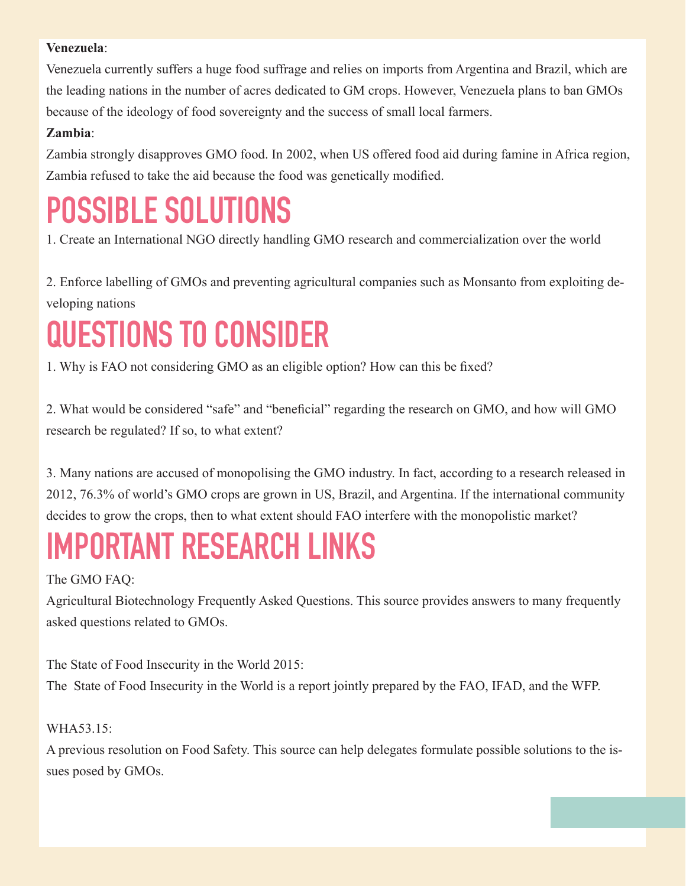**Venezuela**:

Venezuela currently suffers a huge food suffrage and relies on imports from Argentina and Brazil, which are the leading nations in the number of acres dedicated to GM crops. However, Venezuela plans to ban GMOs because of the ideology of food sovereignty and the success of small local farmers.

**Zambia**:

Zambia strongly disapproves GMO food. In 2002, when US offered food aid during famine in Africa region, Zambia refused to take the aid because the food was genetically modified.

# POSSIBLE SOLUTIONS

1. Create an International NGO directly handling GMO research and commercialization over the world

2. Enforce labelling of GMOs and preventing agricultural companies such as Monsanto from exploiting developing nations

# QUESTIONS TO CONSIDER

1. Why is FAO not considering GMO as an eligible option? How can this be fixed?

2. What would be considered "safe" and "beneficial" regarding the research on GMO, and how will GMO research be regulated? If so, to what extent?

3. Many nations are accused of monopolising the GMO industry. In fact, according to a research released in 2012, 76.3% of world's GMO crops are grown in US, Brazil, and Argentina. If the international community decides to grow the crops, then to what extent should FAO interfere with the monopolistic market?

# IMPORTANT RESEARCH LINKS

The GMO FAQ:

Agricultural Biotechnology Frequently Asked Questions. This source provides answers to many frequently asked questions related to GMOs.

The State of Food Insecurity in the World 2015:

The State of Food Insecurity in the World is a report jointly prepared by the FAO, IFAD, and the WFP.

WHA53.15:

A previous resolution on Food Safety. This source can help delegates formulate possible solutions to the issues posed by GMOs.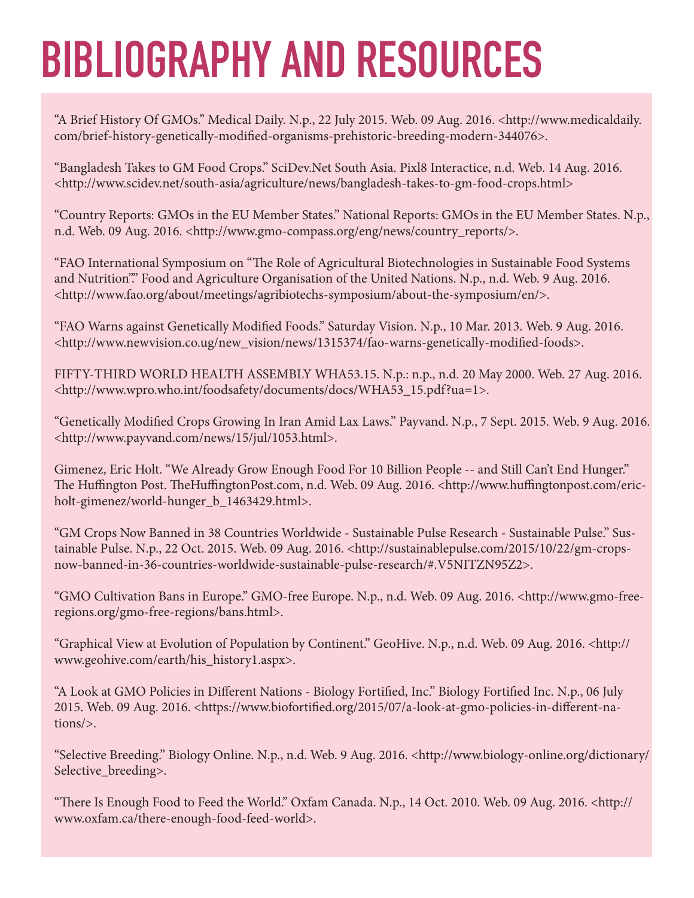# BIBLIOGRAPHY AND RESOURCES

"A Brief History Of GMOs." Medical Daily. N.p., 22 July 2015. Web. 09 Aug. 2016. <http://www.medicaldaily.com/brief-history-genetically-modified-organisms-prehistoric-breeding-modern-344076>.

"Bangladesh Takes to GM Food Crops." SciDev.Net South Asia. Pixl8 Interactice, n.d. Web. 14 Aug. 2016. <http://www.scidev.net/south-asia/agriculture/news/bangladesh-takes-to-gm-food-crops.html>

"Country Reports: GMOs in the EU Member States." National Reports: GMOs in the EU Member States. N.p., n.d. Web. 09 Aug. 2016. <http://www.gmo-compass.org/eng/news/country_reports/>.

"FAO International Symposium on "The Role of Agricultural Biotechnologies in Sustainable Food Systems and Nutrition"." Food and Agriculture Organisation of the United Nations. N.p., n.d. Web. 9 Aug. 2016. <http://www.fao.org/about/meetings/agribiotechs-symposium/about-the-symposium/en/>.

"FAO Warns against Genetically Modified Foods." Saturday Vision. N.p., 10 Mar. 2013. Web. 9 Aug. 2016. <http://www.newvision.co.ug/new_vision/news/1315374/fao-warns-genetically-modified-foods>.

FIFTY-THIRD WORLD HEALTH ASSEMBLY WHA53.15. N.p.: n.p., n.d. 20 May 2000. Web. 27 Aug. 2016. <http://www.wpro.who.int/foodsafety/documents/docs/WHA53_15.pdf?ua=1>.

"Genetically Modified Crops Growing In Iran Amid Lax Laws." Payvand. N.p., 7 Sept. 2015. Web. 9 Aug. 2016. <http://www.payvand.com/news/15/jul/1053.html>.

Gimenez, Eric Holt. "We Already Grow Enough Food For 10 Billion People -- and Still Can't End Hunger." The Huffington Post. TheHuffingtonPost.com, n.d. Web. 09 Aug. 2016. <http://www.huffingtonpost.com/eric-holt-gimenez/world-hunger_b_1463429.html>.

"GM Crops Now Banned in 38 Countries Worldwide - Sustainable Pulse Research - Sustainable Pulse." Sustainable Pulse. N.p., 22 Oct. 2015. Web. 09 Aug. 2016. <http://sustainablepulse.com/2015/10/22/gm-crops-now-banned-in-36-countries-worldwide-sustainable-pulse-research/#.V5NITZN95Z2>.

"GMO Cultivation Bans in Europe." GMO-free Europe. N.p., n.d. Web. 09 Aug. 2016. <http://www.gmo-free-regions.org/gmo-free-regions/bans.html>.

"Graphical View at Evolution of Population by Continent." GeoHive. N.p., n.d. Web. 09 Aug. 2016. <http://www.geohive.com/earth/his_history1.aspx>.

"A Look at GMO Policies in Different Nations - Biology Fortified, Inc." Biology Fortified Inc. N.p., 06 July 2015. Web. 09 Aug. 2016. <https://www.biofortified.org/2015/07/a-look-at-gmo-policies-in-different-nations/>.

"Selective Breeding." Biology Online. N.p., n.d. Web. 9 Aug. 2016. <http://www.biology-online.org/dictionary/Selective_breeding>.

"There Is Enough Food to Feed the World." Oxfam Canada. N.p., 14 Oct. 2010. Web. 09 Aug. 2016. <http://www.oxfam.ca/there-enough-food-feed-world>.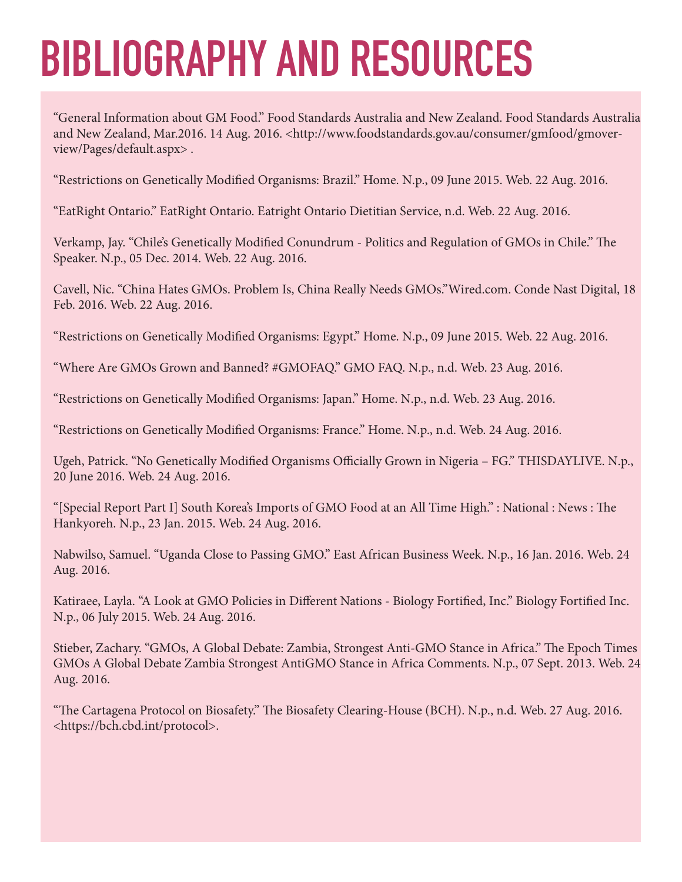# BIBLIOGRAPHY AND RESOURCES

"General Information about GM Food." Food Standards Australia and New Zealand. Food Standards Australia and New Zealand, Mar.2016. 14 Aug. 2016. <http://www.foodstandards.gov.au/consumer/gmfood/gmoverview/Pages/default.aspx> .

"Restrictions on Genetically Modified Organisms: Brazil." Home. N.p., 09 June 2015. Web. 22 Aug. 2016.

"EatRight Ontario." EatRight Ontario. Eatright Ontario Dietitian Service, n.d. Web. 22 Aug. 2016.

Verkamp, Jay. "Chile's Genetically Modified Conundrum - Politics and Regulation of GMOs in Chile." The Speaker. N.p., 05 Dec. 2014. Web. 22 Aug. 2016.

Cavell, Nic. "China Hates GMOs. Problem Is, China Really Needs GMOs."Wired.com. Conde Nast Digital, 18 Feb. 2016. Web. 22 Aug. 2016.

"Restrictions on Genetically Modified Organisms: Egypt." Home. N.p., 09 June 2015. Web. 22 Aug. 2016.

"Where Are GMOs Grown and Banned? #GMOFAQ." GMO FAQ. N.p., n.d. Web. 23 Aug. 2016.

"Restrictions on Genetically Modified Organisms: Japan." Home. N.p., n.d. Web. 23 Aug. 2016.

"Restrictions on Genetically Modified Organisms: France." Home. N.p., n.d. Web. 24 Aug. 2016.

Ugeh, Patrick. "No Genetically Modified Organisms Officially Grown in Nigeria – FG." THISDAYLIVE. N.p., 20 June 2016. Web. 24 Aug. 2016.

"[Special Report Part I] South Korea's Imports of GMO Food at an All Time High." : National : News : The Hankyoreh. N.p., 23 Jan. 2015. Web. 24 Aug. 2016.

Nabwilso, Samuel. "Uganda Close to Passing GMO." East African Business Week. N.p., 16 Jan. 2016. Web. 24 Aug. 2016.

Katiraee, Layla. "A Look at GMO Policies in Different Nations - Biology Fortified, Inc." Biology Fortified Inc. N.p., 06 July 2015. Web. 24 Aug. 2016.

Stieber, Zachary. "GMOs, A Global Debate: Zambia, Strongest Anti-GMO Stance in Africa." The Epoch Times GMOs A Global Debate Zambia Strongest AntiGMO Stance in Africa Comments. N.p., 07 Sept. 2013. Web. 24 Aug. 2016.

"The Cartagena Protocol on Biosafety." The Biosafety Clearing-House (BCH). N.p., n.d. Web. 27 Aug. 2016. <https://bch.cbd.int/protocol>.